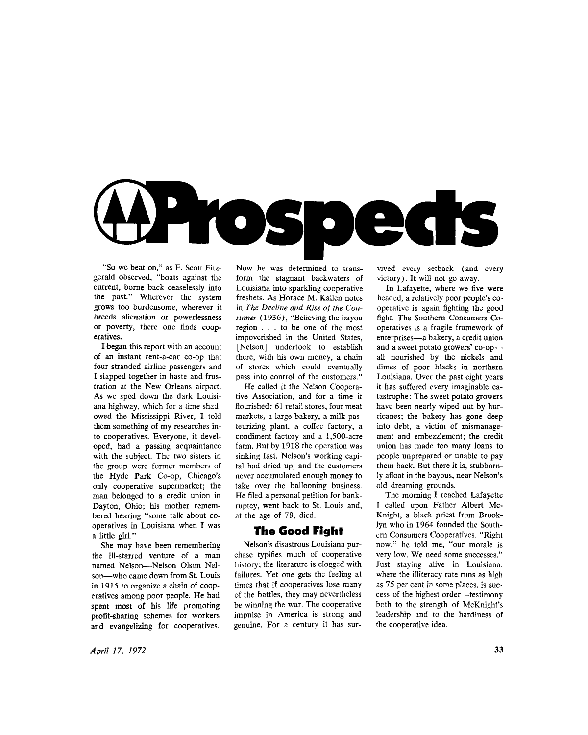# Prospects

"So we beat on," as F. Scott Fitzgerald observed, "boats against the current, borne back ceaselessly into the past." Wherever the system grows too burdensome, wherever it breeds alienation or powerlessness or poverty, there one finds cooperatives.

I began this report with an account of an instant rent-a-car co-op that four stranded airline passengers and I slapped together in haste and frustration at the New Orleans airport. As we sped down the dark Louisiana highway, which for a time shadowed the Mississippi River, I told them something of my researches into cooperatives. Everyone, it developed, had a passing acquaintance with the subject. The two sisters in the group were former members of the Hyde Park Co-op, Chicago's only cooperative supermarket; the man belonged to a credit union in Dayton, Ohio; his mother remembered hearing "some talk about cooperatives in Louisiana when I was a little girl."

She may have been remembering the ill-starred venture of a man named Nelson—Nelson Olson Nelson—who came down from St. Louis in 1915 to organize a chain of cooperatives among poor people. He had spent most of his life promoting profit-sharing schemes for workers and evangelizing for cooperatives. Now he was determined to transform the stagnant backwaters of Louisiana into sparkling cooperative freshets. As Horace M. Kallen notes in *The Decline and Rise of the Consumer* (1936), "Believing the bayou region . . . to be one of the most impoverished in the United States, [Nelson] undertook to establish there, with his own money, a chain of stores which could eventually pass into control of the customers."

He called it the Nelson Cooperative Association, and for a time it flourished: 61 retail stores, four meat markets, a large bakery, a milk pasteurizing plant, a coffee factory, a condiment factory and a 1,500-acre farm. But by 1918 the operation was sinking fast. Nelson's working capital had dried up, and the customers never accumulated enough money to take over the ballooning business. He filed a personal petition for bankruptcy, went back to St. Louis and, at the age of 78, died.

## The Good Fight

Nelson's disastrous Louisiana purchase typifies much of cooperative history; the literature is clogged with failures. Yet one gets the feeling at times that if cooperatives lose many of the battles, they may nevertheless be winning the war. The cooperative impulse in America is strong and genuine. For a century it has survived every setback (and every victory). It will not go away.

In Lafayette, where we five were headed, a relatively poor people's cooperative is again fighting the good fight. The Southern Consumers Cooperatives is a fragile framework of enterprises—a bakery, a credit union and a sweet potato growers' co-op—all nourished by the nickels and dimes of poor blacks in northern Louisiana. Over the past eight years it has suffered every imaginable catastrophe: The sweet potato growers have been nearly wiped out by hurricanes; the bakery has gone deep into debt, a victim of mismanagement and embezzlement; the credit union has made too many loans to people unprepared or unable to pay them back. But there it is, stubbornly afloat in the bayous, near Nelson's old dreaming grounds.

The morning I reached Lafayette I called upon Father Albert McKnight, a black priest from Brooklyn who in 1964 founded the Southern Consumers Cooperatives. "Right now," he told me, "our morale is very low. We need some successes." Just staying alive in Louisiana, where the illiteracy rate runs as high as 75 per cent in some places, is success of the highest order—testimony both to the strength of McKnight's leadership and to the hardiness of the cooperative idea.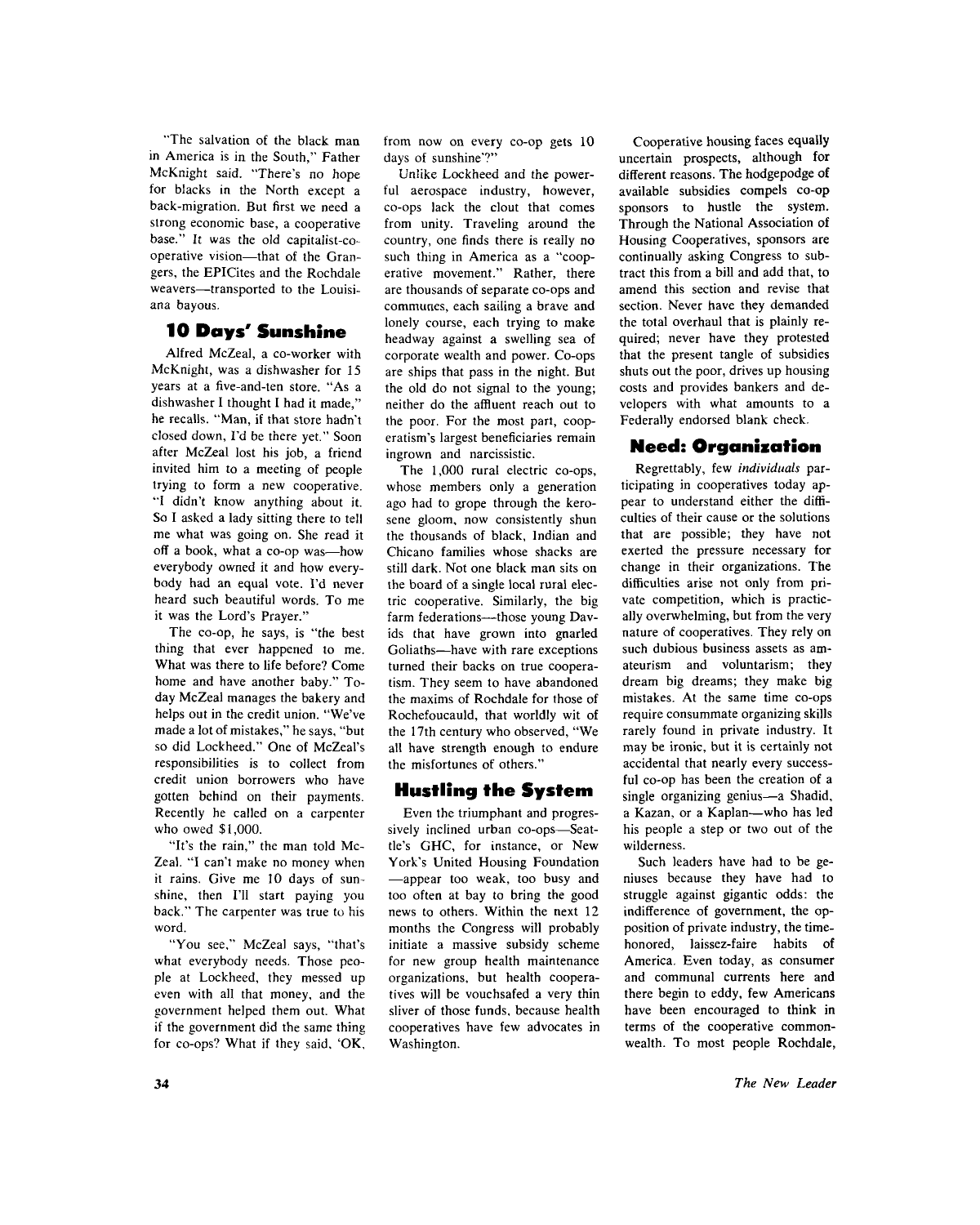"The salvation of the black man in America is in the South," Father McKnight said. "There's no hope for blacks in the North except a back-migration. But first we need a strong economic base, a cooperative base." It was the old capitalist-cooperative vision—that of the Grangers, the EPICites and the Rochdale weavers—transported to the Louisiana bayous.

## 10 Days' Sunshine

Alfred McZeal, a co-worker with McKnight, was a dishwasher for 15 years at a five-and-ten store. "As a dishwasher I thought I had it made," he recalls. "Man, if that store hadn't closed down, I'd be there yet." Soon after McZeal lost his job, a friend invited him to a meeting of people trying to form a new cooperative. "I didn't know anything about it. So I asked a lady sitting there to tell me what was going on. She read it off a book, what a co-op was—how everybody owned it and how everybody had an equal vote. I'd never heard such beautiful words. To me it was the Lord's Prayer."

The co-op, he says, is "the best thing that ever happened to me. What was there to life before? Come home and have another baby." Today McZeal manages the bakery and helps out in the credit union. "We've made a lot of mistakes," he says, "but so did Lockheed." One of McZeal's responsibilities is to collect from credit union borrowers who have gotten behind on their payments. Recently he called on a carpenter who owed $1,000.

"It's the rain," the man told McZeal. "I can't make no money when it rains. Give me 10 days of sunshine, then I'll start paying you back." The carpenter was true to his word.

"You see," McZeal says, "that's what everybody needs. Those people at Lockheed, they messed up even with all that money, and the government helped them out. What if the government did the same thing for co-ops? What if they said, 'OK, from now on every co-op gets 10 days of sunshine'?"

Unlike Lockheed and the powerful aerospace industry, however, co-ops lack the clout that comes from unity. Traveling around the country, one finds there is really no such thing in America as a "cooperative movement." Rather, there are thousands of separate co-ops and communes, each sailing a brave and lonely course, each trying to make headway against a swelling sea of corporate wealth and power. Co-ops are ships that pass in the night. But the old do not signal to the young; neither do the affluent reach out to the poor. For the most part, cooperatism's largest beneficiaries remain ingrown and narcissistic.

The 1,000 rural electric co-ops, whose members only a generation ago had to grope through the kerosene gloom, now consistently shun the thousands of black, Indian and Chicano families whose shacks are still dark. Not one black man sits on the board of a single local rural electric cooperative. Similarly, the big farm federations—those young Davids that have grown into gnarled Goliaths—have with rare exceptions turned their backs on true cooperatism. They seem to have abandoned the maxims of Rochdale for those of Rochefoucauld, that worldly wit of the 17th century who observed, "We all have strength enough to endure the misfortunes of others."

## Hustling the System

Even the triumphant and progressively inclined urban co-ops—Seattle's GHC, for instance, or New York's United Housing Foundation—appear too weak, too busy and too often at bay to bring the good news to others. Within the next 12 months the Congress will probably initiate a massive subsidy scheme for new group health maintenance organizations, but health cooperatives will be vouchsafed a very thin sliver of those funds, because health cooperatives have few advocates in Washington.

Cooperative housing faces equally uncertain prospects, although for different reasons. The hodgepodge of available subsidies compels co-op sponsors to hustle the system. Through the National Association of Housing Cooperatives, sponsors are continually asking Congress to subtract this from a bill and add that, to amend this section and revise that section. Never have they demanded the total overhaul that is plainly required; never have they protested that the present tangle of subsidies shuts out the poor, drives up housing costs and provides bankers and developers with what amounts to a Federally endorsed blank check.

## Need: Organization

Regrettably, few *individuals* participating in cooperatives today appear to understand either the difficulties of their cause or the solutions that are possible; they have not exerted the pressure necessary for change in their organizations. The difficulties arise not only from private competition, which is practically overwhelming, but from the very nature of cooperatives. They rely on such dubious business assets as amateurism and voluntarism; they dream big dreams; they make big mistakes. At the same time co-ops require consummate organizing skills rarely found in private industry. It may be ironic, but it is certainly not accidental that nearly every successful co-op has been the creation of a single organizing genius—a Shadid, a Kazan, or a Kaplan—who has led his people a step or two out of the wilderness.

Such leaders have had to be geniuses because they have had to struggle against gigantic odds: the indifference of government, the opposition of private industry, the time-honored, laissez-faire habits of America. Even today, as consumer and communal currents here and there begin to eddy, few Americans have been encouraged to think in terms of the cooperative commonwealth. To most people Rochdale,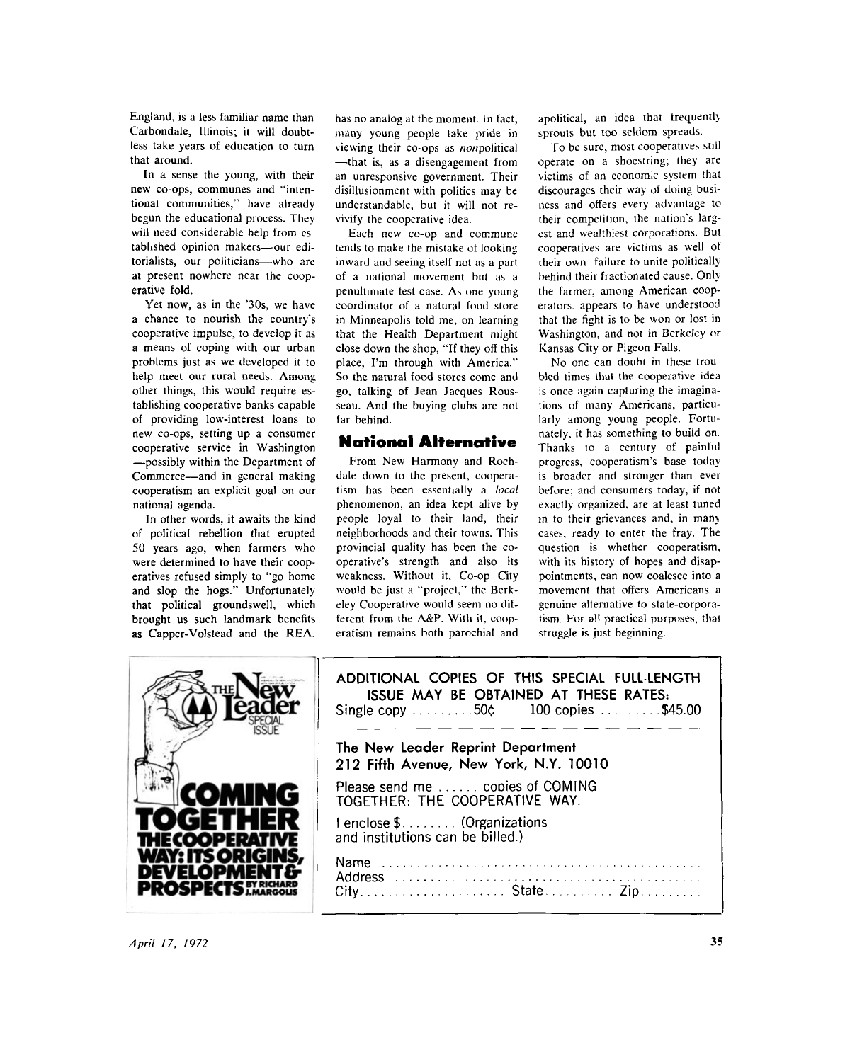England, is a less familiar name than Carbondale, Illinois; it will doubtless take years of education to turn that around.

In a sense the young, with their new co-ops, communes and "intentional communities," have already begun the educational process. They will need considerable help from established opinion makers—our editorialists, our politicians—who are at present nowhere near the cooperative fold.

Yet now, as in the '30s, we have a chance to nourish the country's cooperative impulse, to develop it as a means of coping with our urban problems just as we developed it to help meet our rural needs. Among other things, this would require establishing cooperative banks capable of providing low-interest loans to new co-ops, setting up a consumer cooperative service in Washington—possibly within the Department of Commerce—and in general making cooperatism an explicit goal on our national agenda.

In other words, it awaits the kind of political rebellion that erupted 50 years ago, when farmers who were determined to have their cooperatives refused simply to "go home and slop the hogs." Unfortunately that political groundswell, which brought us such landmark benefits as Capper-Volstead and the REA, has no analog at the moment. In fact, many young people take pride in viewing their co-ops as *non*political—that is, as a disengagement from an unresponsive government. Their disillusionment with politics may be understandable, but it will not revivify the cooperative idea.

Each new co-op and commune tends to make the mistake of looking inward and seeing itself not as a part of a national movement but as a penultimate test case. As one young coordinator of a natural food store in Minneapolis told me, on learning that the Health Department might close down the shop, "If they off this place, I'm through with America." So the natural food stores come and go, talking of Jean Jacques Rousseau. And the buying clubs are not far behind.

## National Alternative

From New Harmony and Rochdale down to the present, cooperatism has been essentially a *local* phenomenon, an idea kept alive by people loyal to their land, their neighborhoods and their towns. This provincial quality has been the cooperative's strength and also its weakness. Without it, Co-op City would be just a "project," the Berkeley Cooperative would seem no different from the A&P. With it, cooperatism remains both parochial and apolitical, an idea that frequently sprouts but too seldom spreads.

To be sure, most cooperatives still operate on a shoestring; they are victims of an economic system that discourages their way of doing business and offers every advantage to their competition, the nation's largest and wealthiest corporations. But cooperatives are victims as well of their own failure to unite politically behind their fractionated cause. Only the farmer, among American cooperators, appears to have understood that the fight is to be won or lost in Washington, and not in Berkeley or Kansas City or Pigeon Falls.

No one can doubt in these troubled times that the cooperative idea is once again capturing the imaginations of many Americans, particularly among young people. Fortunately, it has something to build on. Thanks to a century of painful progress, cooperatism's base today is broader and stronger than ever before; and consumers today, if not exactly organized, are at least tuned in to their grievances and, in many cases, ready to enter the fray. The question is whether cooperatism, with its history of hopes and disappointments, can now coalesce into a movement that offers Americans a genuine alternative to state-corporatism. For all practical purposes, that struggle is just beginning.

---

THE New Leader SPECIAL ISSUE

COMING TOGETHER THE COOPERATIVE WAY: ITS ORIGINS, DEVELOPMENT & PROSPECTS BY RICHARD J. MARGOLIS

**ADDITIONAL COPIES OF THIS SPECIAL FULL-LENGTH ISSUE MAY BE OBTAINED AT THESE RATES:**

Single copy .........50¢ 100 copies .........$45.00

**The New Leader Reprint Department**
**212 Fifth Avenue, New York, N.Y. 10010**

Please send me ...... copies of COMING TOGETHER: THE COOPERATIVE WAY.

I enclose $........ (Organizations and institutions can be billed.)

Name ..............................................
Address ..............................................
City.................... State.......... Zip.........

April 17, 1972